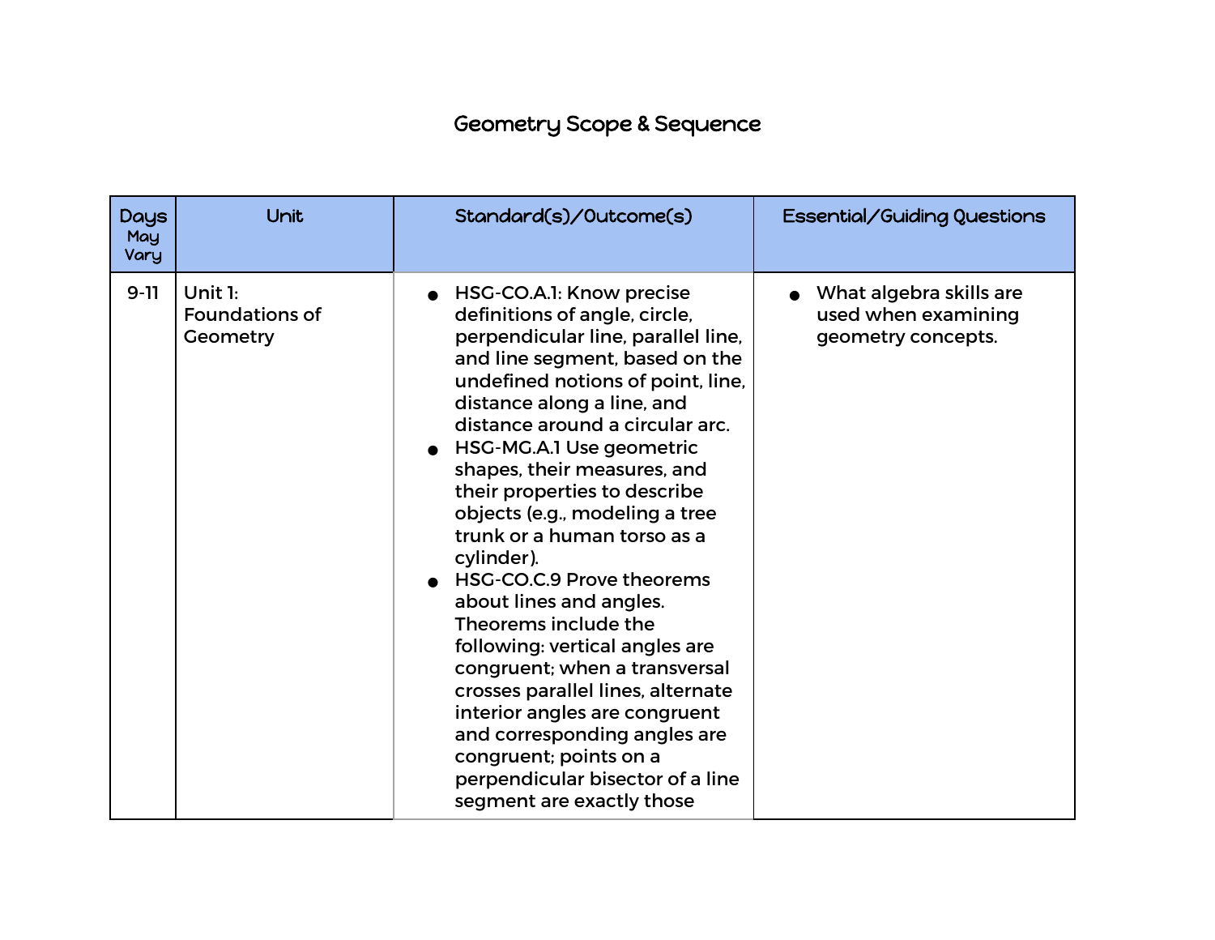# Geometry Scope & Sequence

| Days May Vary | Unit | Standard(s)/Outcome(s) | Essential/Guiding Questions |
|---|---|---|---|
| 9-11 | Unit 1: Foundations of Geometry | • HSG-CO.A.1: Know precise definitions of angle, circle, perpendicular line, parallel line, and line segment, based on the undefined notions of point, line, distance along a line, and distance around a circular arc.<br>• HSG-MG.A.1 Use geometric shapes, their measures, and their properties to describe objects (e.g., modeling a tree trunk or a human torso as a cylinder).<br>• HSG-CO.C.9 Prove theorems about lines and angles. Theorems include the following: vertical angles are congruent; when a transversal crosses parallel lines, alternate interior angles are congruent and corresponding angles are congruent; points on a perpendicular bisector of a line segment are exactly those | • What algebra skills are used when examining geometry concepts. |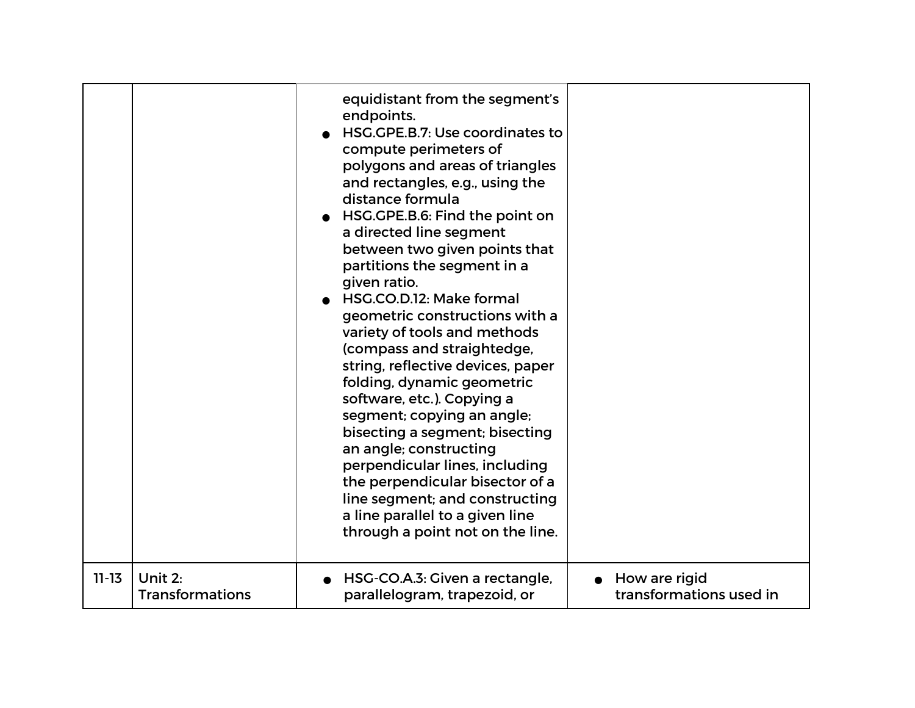| | | | |
|---|---|---|---|
| | | equidistant from the segment's endpoints.<br>● HSG.GPE.B.7: Use coordinates to compute perimeters of polygons and areas of triangles and rectangles, e.g., using the distance formula<br>● HSG.GPE.B.6: Find the point on a directed line segment between two given points that partitions the segment in a given ratio.<br>● HSG.CO.D.12: Make formal geometric constructions with a variety of tools and methods (compass and straightedge, string, reflective devices, paper folding, dynamic geometric software, etc.). Copying a segment; copying an angle; bisecting a segment; bisecting an angle; constructing perpendicular lines, including the perpendicular bisector of a line segment; and constructing a line parallel to a given line through a point not on the line. | |
| 11-13 | Unit 2: Transformations | ● HSG-CO.A.3: Given a rectangle, parallelogram, trapezoid, or | ● How are rigid transformations used in |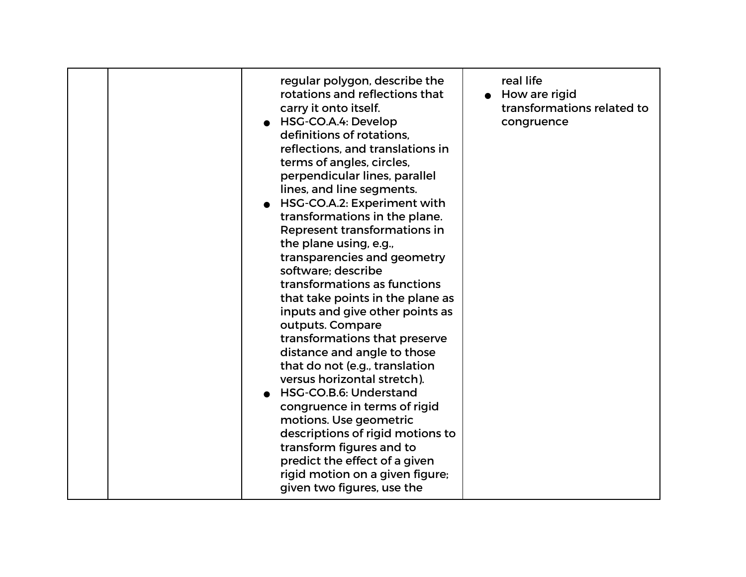| | | | |
|---|---|---|---|
| | | regular polygon, describe the rotations and reflections that carry it onto itself.<br>• HSG-CO.A.4: Develop definitions of rotations, reflections, and translations in terms of angles, circles, perpendicular lines, parallel lines, and line segments.<br>• HSG-CO.A.2: Experiment with transformations in the plane. Represent transformations in the plane using, e.g., transparencies and geometry software; describe transformations as functions that take points in the plane as inputs and give other points as outputs. Compare transformations that preserve distance and angle to those that do not (e.g., translation versus horizontal stretch).<br>• HSG-CO.B.6: Understand congruence in terms of rigid motions. Use geometric descriptions of rigid motions to transform figures and to predict the effect of a given rigid motion on a given figure; given two figures, use the | real life<br>• How are rigid transformations related to congruence |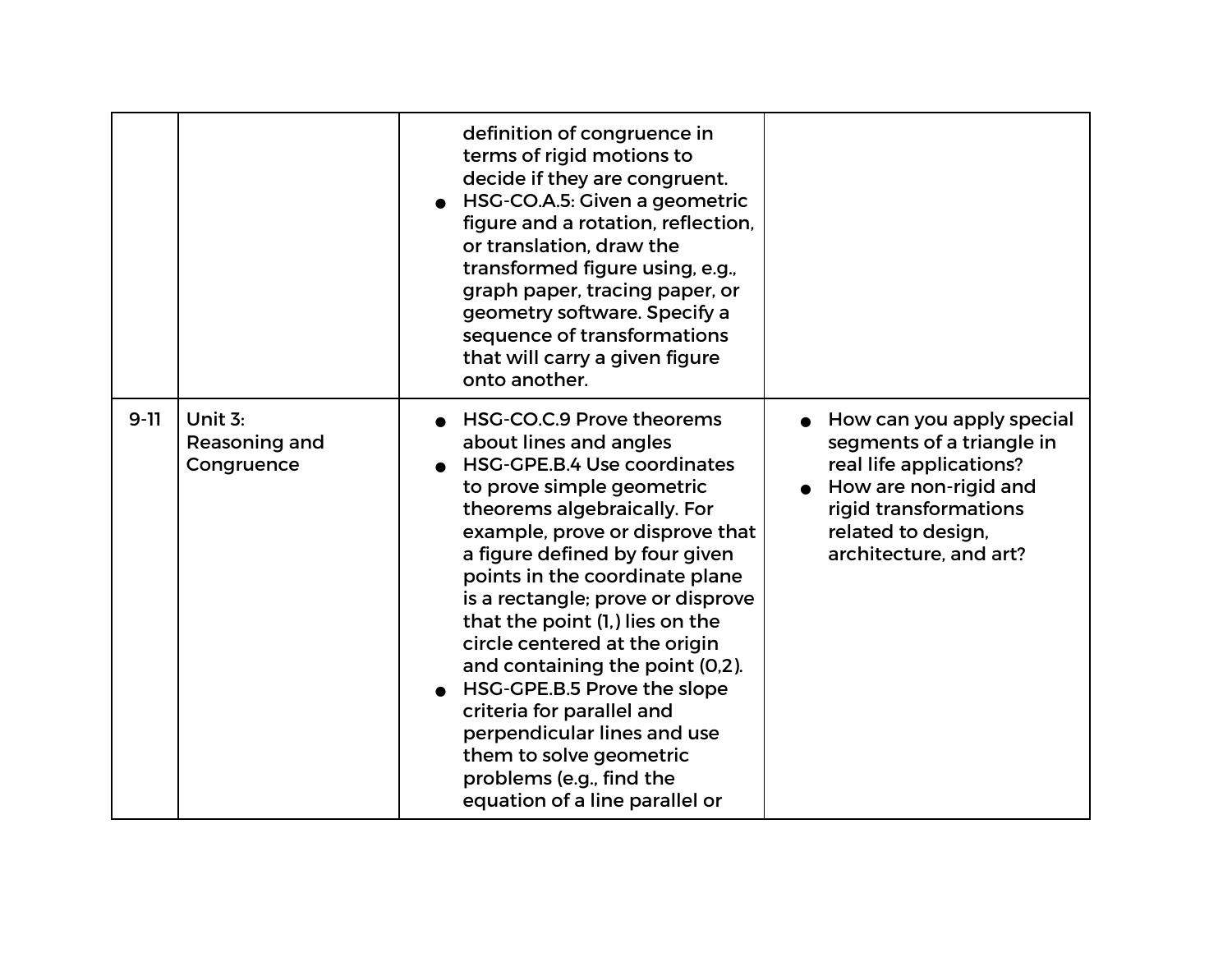| | | | |
|---|---|---|---|
| | | definition of congruence in terms of rigid motions to decide if they are congruent.<br>• HSG-CO.A.5: Given a geometric figure and a rotation, reflection, or translation, draw the transformed figure using, e.g., graph paper, tracing paper, or geometry software. Specify a sequence of transformations that will carry a given figure onto another. | |
| 9-11 | Unit 3: Reasoning and Congruence | • HSG-CO.C.9 Prove theorems about lines and angles<br>• HSG-GPE.B.4 Use coordinates to prove simple geometric theorems algebraically. For example, prove or disprove that a figure defined by four given points in the coordinate plane is a rectangle; prove or disprove that the point (1,) lies on the circle centered at the origin and containing the point (0,2).<br>• HSG-GPE.B.5 Prove the slope criteria for parallel and perpendicular lines and use them to solve geometric problems (e.g., find the equation of a line parallel or | • How can you apply special segments of a triangle in real life applications?<br>• How are non-rigid and rigid transformations related to design, architecture, and art? |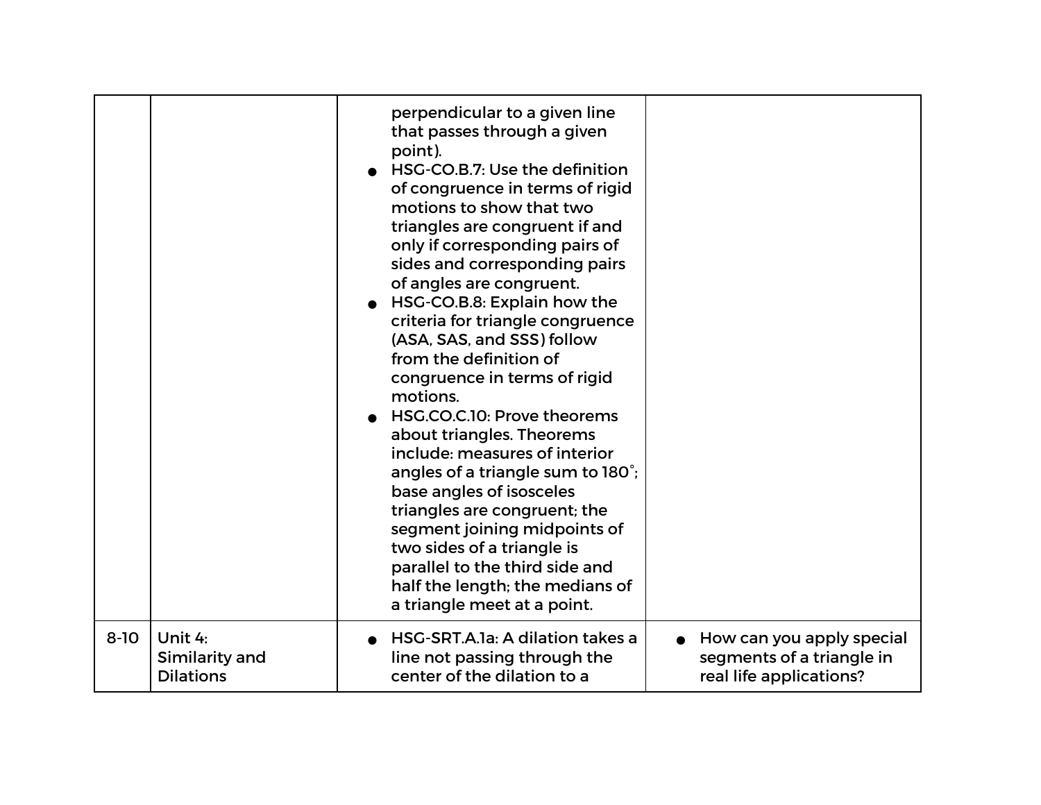| | | | |
|---|---|---|---|
| | | perpendicular to a given line that passes through a given point).<br>● HSG-CO.B.7: Use the definition of congruence in terms of rigid motions to show that two triangles are congruent if and only if corresponding pairs of sides and corresponding pairs of angles are congruent.<br>● HSG-CO.B.8: Explain how the criteria for triangle congruence (ASA, SAS, and SSS) follow from the definition of congruence in terms of rigid motions.<br>● HSG.CO.C.10: Prove theorems about triangles. Theorems include: measures of interior angles of a triangle sum to 180˚; base angles of isosceles triangles are congruent; the segment joining midpoints of two sides of a triangle is parallel to the third side and half the length; the medians of a triangle meet at a point. | |
| 8-10 | Unit 4: Similarity and Dilations | ● HSG-SRT.A.1a: A dilation takes a line not passing through the center of the dilation to a | ● How can you apply special segments of a triangle in real life applications? |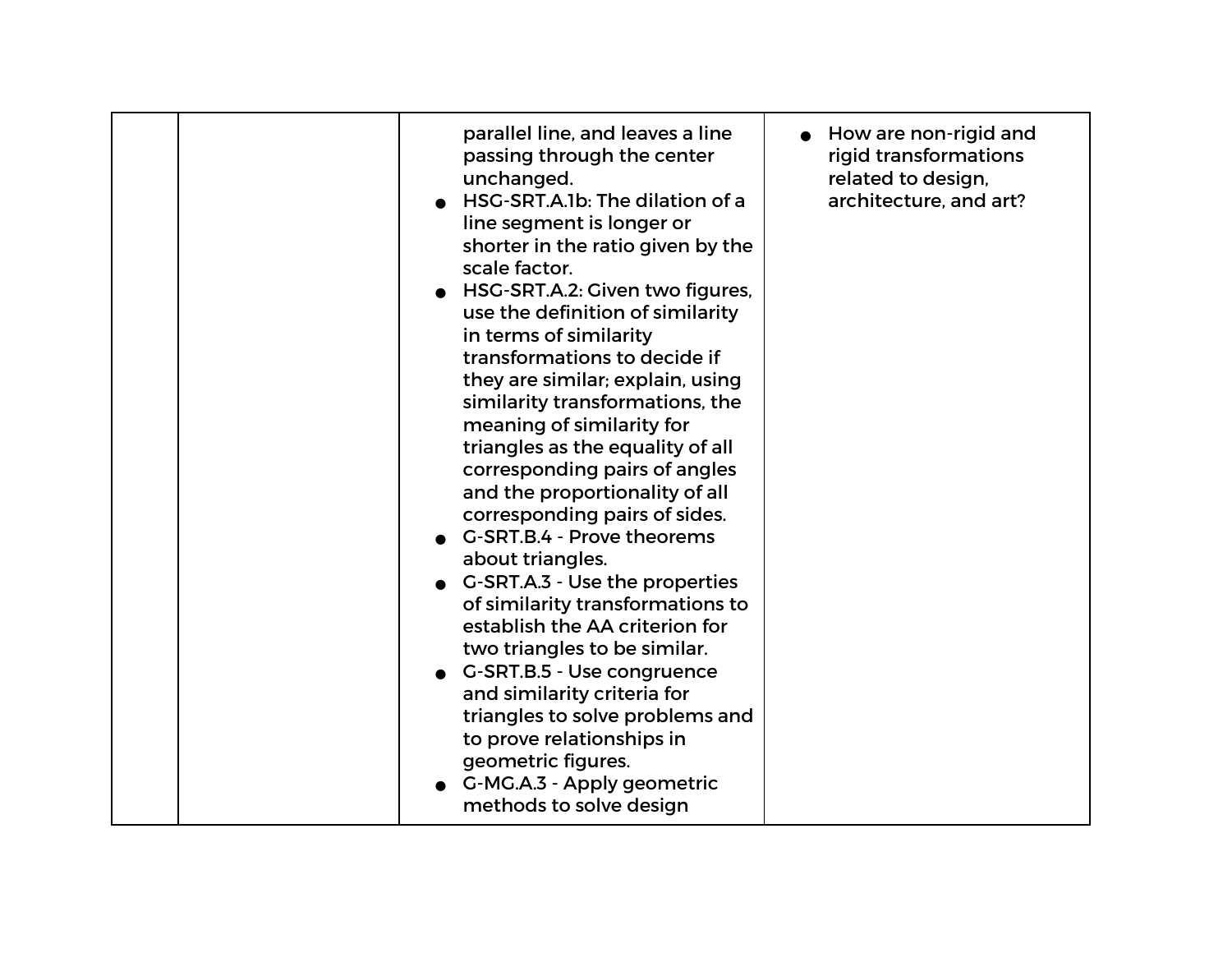| | | | |
|---|---|---|---|
| | | parallel line, and leaves a line passing through the center unchanged.<br>• HSG-SRT.A.1b: The dilation of a line segment is longer or shorter in the ratio given by the scale factor.<br>• HSG-SRT.A.2: Given two figures, use the definition of similarity in terms of similarity transformations to decide if they are similar; explain, using similarity transformations, the meaning of similarity for triangles as the equality of all corresponding pairs of angles and the proportionality of all corresponding pairs of sides.<br>• G-SRT.B.4 - Prove theorems about triangles.<br>• G-SRT.A.3 - Use the properties of similarity transformations to establish the AA criterion for two triangles to be similar.<br>• G-SRT.B.5 - Use congruence and similarity criteria for triangles to solve problems and to prove relationships in geometric figures.<br>• G-MG.A.3 - Apply geometric methods to solve design | • How are non-rigid and rigid transformations related to design, architecture, and art? |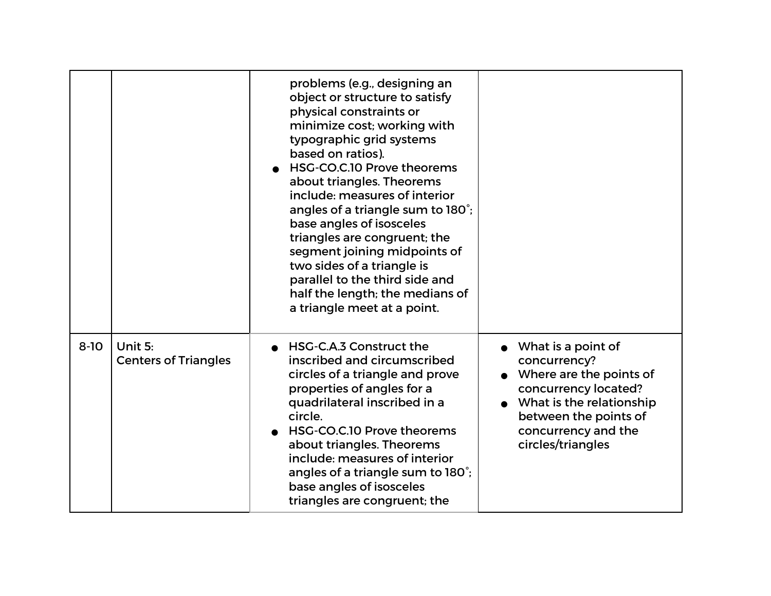| | | | |
|---|---|---|---|
| | | problems (e.g., designing an object or structure to satisfy physical constraints or minimize cost; working with typographic grid systems based on ratios).<br>● HSG-CO.C.10 Prove theorems about triangles. Theorems include: measures of interior angles of a triangle sum to 180˚; base angles of isosceles triangles are congruent; the segment joining midpoints of two sides of a triangle is parallel to the third side and half the length; the medians of a triangle meet at a point. | |
| 8-10 | Unit 5:<br>Centers of Triangles | ● HSG-C.A.3 Construct the inscribed and circumscribed circles of a triangle and prove properties of angles for a quadrilateral inscribed in a circle.<br>● HSG-CO.C.10 Prove theorems about triangles. Theorems include: measures of interior angles of a triangle sum to 180˚; base angles of isosceles triangles are congruent; the | ● What is a point of concurrency?<br>● Where are the points of concurrency located?<br>● What is the relationship between the points of concurrency and the circles/triangles |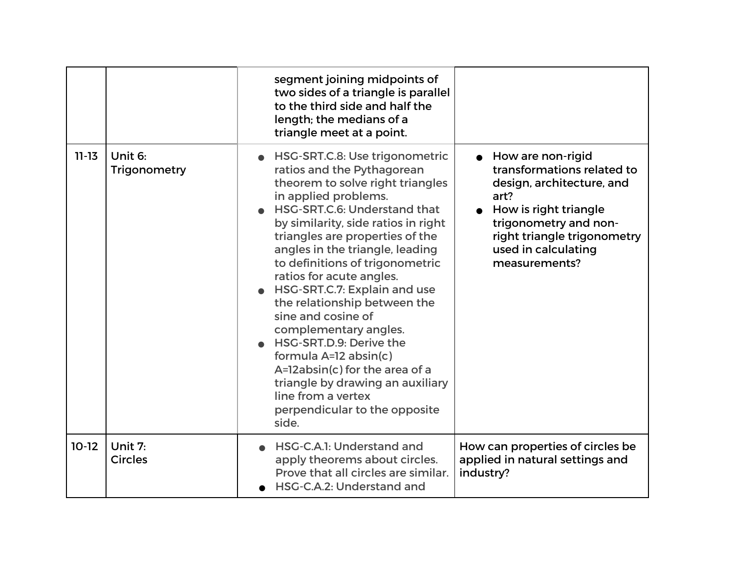| | | | |
|---|---|---|---|
| | | segment joining midpoints of two sides of a triangle is parallel to the third side and half the length; the medians of a triangle meet at a point. | |
| 11-13 | Unit 6: Trigonometry | • HSG-SRT.C.8: Use trigonometric ratios and the Pythagorean theorem to solve right triangles in applied problems.<br>• HSG-SRT.C.6: Understand that by similarity, side ratios in right triangles are properties of the angles in the triangle, leading to definitions of trigonometric ratios for acute angles.<br>• HSG-SRT.C.7: Explain and use the relationship between the sine and cosine of complementary angles.<br>• HSG-SRT.D.9: Derive the formula A=12 absin(c) A=12absin(c) for the area of a triangle by drawing an auxiliary line from a vertex perpendicular to the opposite side. | • How are non-rigid transformations related to design, architecture, and art?<br>• How is right triangle trigonometry and non-right triangle trigonometry used in calculating measurements? |
| 10-12 | Unit 7: Circles | • HSG-C.A.1: Understand and apply theorems about circles. Prove that all circles are similar.<br>• HSG-C.A.2: Understand and | How can properties of circles be applied in natural settings and industry? |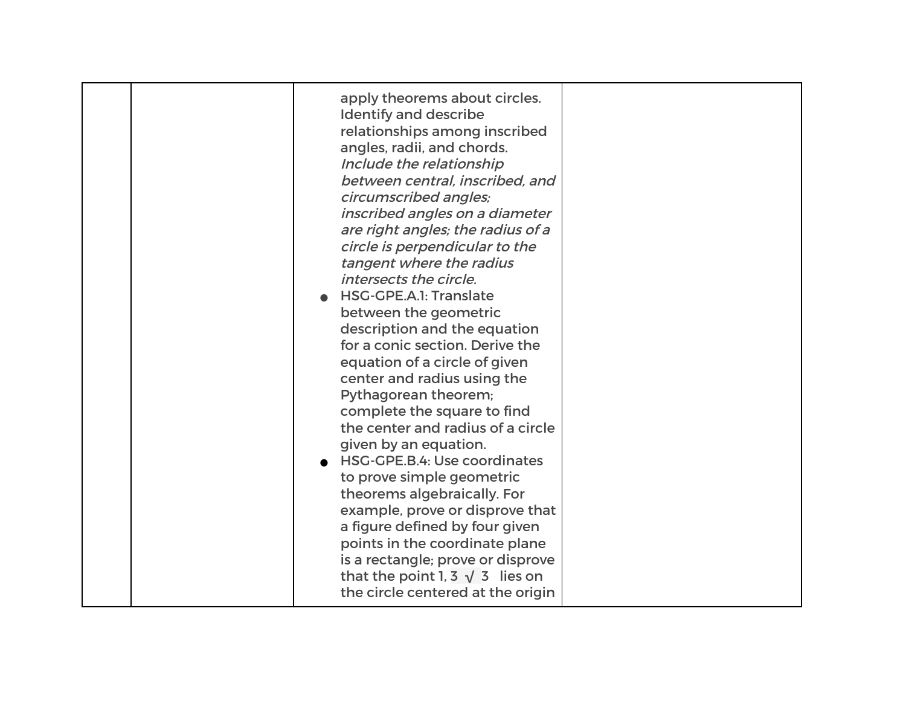| | | apply theorems about circles. Identify and describe relationships among inscribed angles, radii, and chords. *Include the relationship between central, inscribed, and circumscribed angles; inscribed angles on a diameter are right angles; the radius of a circle is perpendicular to the tangent where the radius intersects the circle.*<br>• HSG-GPE.A.1: Translate between the geometric description and the equation for a conic section. Derive the equation of a circle of given center and radius using the Pythagorean theorem; complete the square to find the center and radius of a circle given by an equation.<br>• HSG-GPE.B.4: Use coordinates to prove simple geometric theorems algebraically. For example, prove or disprove that a figure defined by four given points in the coordinate plane is a rectangle; prove or disprove that the point 1, $3\sqrt{3}$ lies on the circle centered at the origin | |
|---|---|---|---|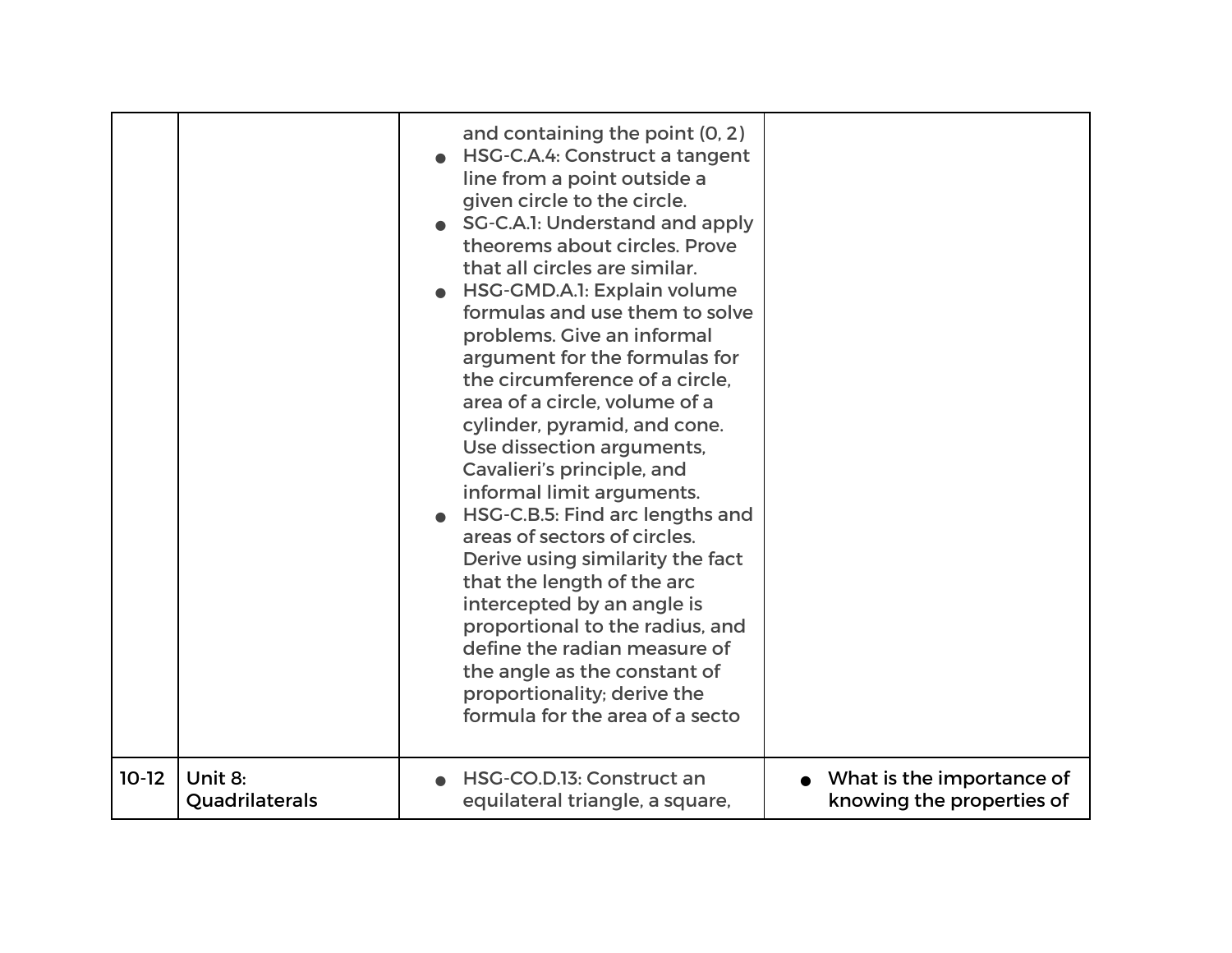| | | | |
|---|---|---|---|
| | | and containing the point (0, 2)<br>• HSG-C.A.4: Construct a tangent line from a point outside a given circle to the circle.<br>• SG-C.A.1: Understand and apply theorems about circles. Prove that all circles are similar.<br>• HSG-GMD.A.1: Explain volume formulas and use them to solve problems. Give an informal argument for the formulas for the circumference of a circle, area of a circle, volume of a cylinder, pyramid, and cone. Use dissection arguments, Cavalieri's principle, and informal limit arguments.<br>• HSG-C.B.5: Find arc lengths and areas of sectors of circles. Derive using similarity the fact that the length of the arc intercepted by an angle is proportional to the radius, and define the radian measure of the angle as the constant of proportionality; derive the formula for the area of a secto | |
| 10-12 | Unit 8: Quadrilaterals | • HSG-CO.D.13: Construct an equilateral triangle, a square, | • What is the importance of knowing the properties of |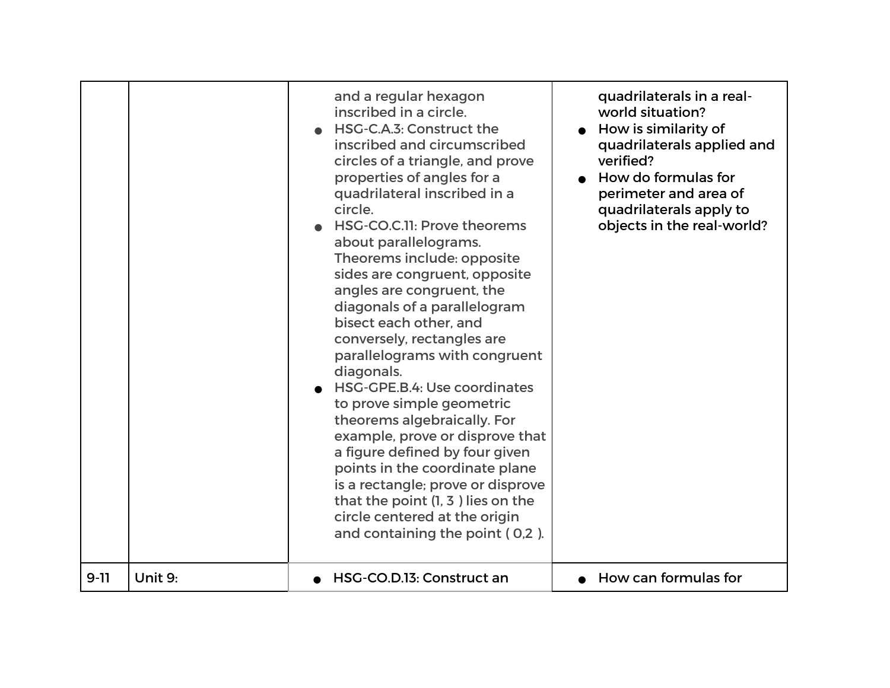| | | | |
|---|---|---|---|
| | | and a regular hexagon inscribed in a circle.<br>● HSG-C.A.3: Construct the inscribed and circumscribed circles of a triangle, and prove properties of angles for a quadrilateral inscribed in a circle.<br>● HSG-CO.C.11: Prove theorems about parallelograms. Theorems include: opposite sides are congruent, opposite angles are congruent, the diagonals of a parallelogram bisect each other, and conversely, rectangles are parallelograms with congruent diagonals.<br>● HSG-GPE.B.4: Use coordinates to prove simple geometric theorems algebraically. For example, prove or disprove that a figure defined by four given points in the coordinate plane is a rectangle; prove or disprove that the point (1, 3 ) lies on the circle centered at the origin and containing the point ( 0,2 ). | quadrilaterals in a real-world situation?<br>● How is similarity of quadrilaterals applied and verified?<br>● How do formulas for perimeter and area of quadrilaterals apply to objects in the real-world? |
| 9-11 | Unit 9: | ● HSG-CO.D.13: Construct an | ● How can formulas for |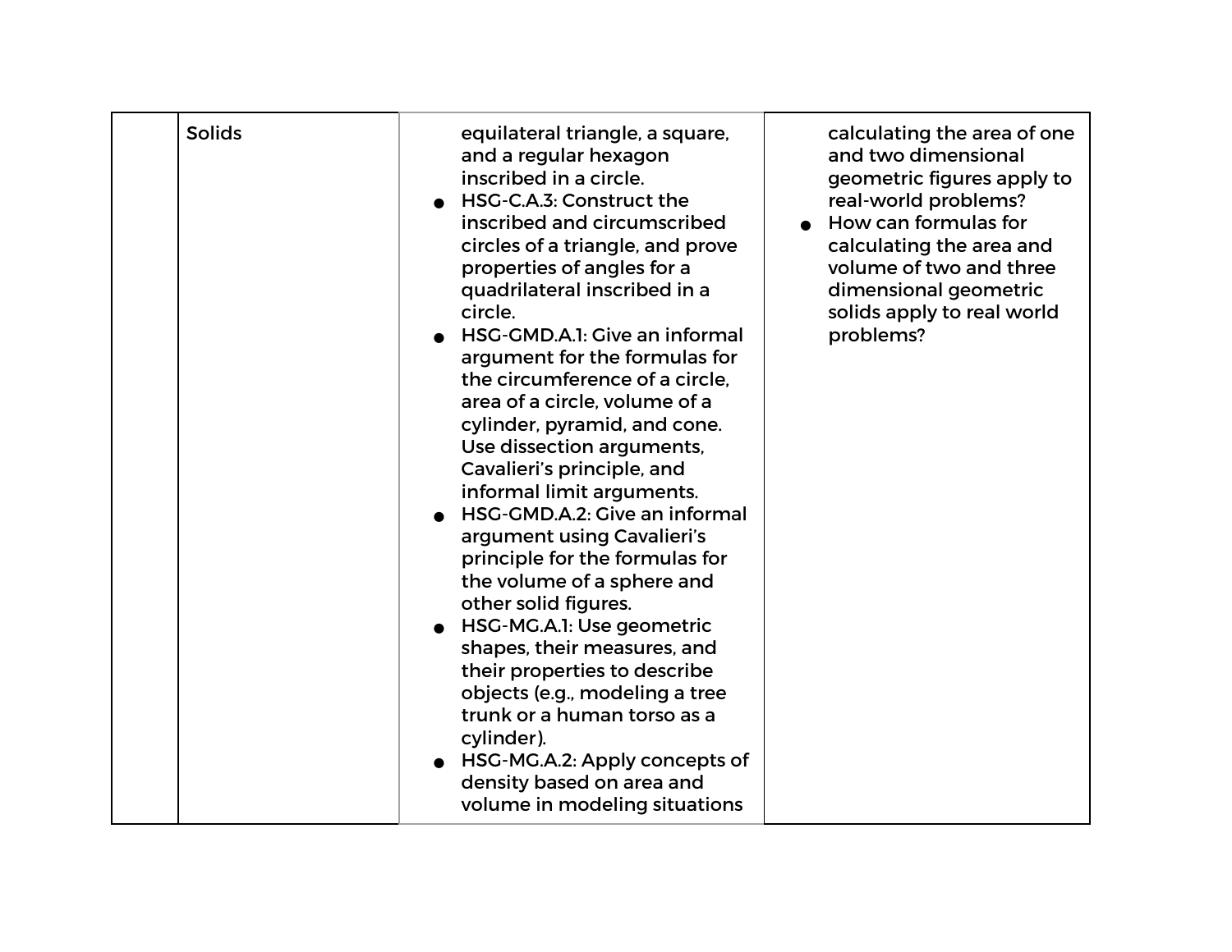|  | Solids | equilateral triangle, a square, and a regular hexagon inscribed in a circle.<br>● HSG-C.A.3: Construct the inscribed and circumscribed circles of a triangle, and prove properties of angles for a quadrilateral inscribed in a circle.<br>● HSG-GMD.A.1: Give an informal argument for the formulas for the circumference of a circle, area of a circle, volume of a cylinder, pyramid, and cone. Use dissection arguments, Cavalieri's principle, and informal limit arguments.<br>● HSG-GMD.A.2: Give an informal argument using Cavalieri's principle for the formulas for the volume of a sphere and other solid figures.<br>● HSG-MG.A.1: Use geometric shapes, their measures, and their properties to describe objects (e.g., modeling a tree trunk or a human torso as a cylinder).<br>● HSG-MG.A.2: Apply concepts of density based on area and volume in modeling situations | calculating the area of one and two dimensional geometric figures apply to real-world problems?<br>● How can formulas for calculating the area and volume of two and three dimensional geometric solids apply to real world problems? |
|---|---|---|---|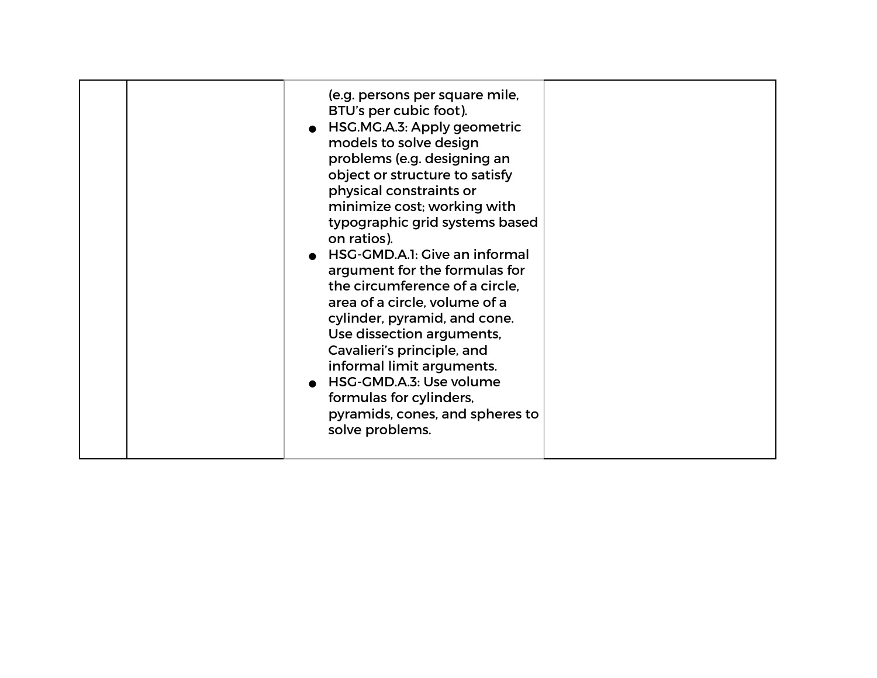| | | | |
|---|---|---|---|
| | | (e.g. persons per square mile, BTU's per cubic foot).<br>• HSG.MG.A.3: Apply geometric models to solve design problems (e.g. designing an object or structure to satisfy physical constraints or minimize cost; working with typographic grid systems based on ratios).<br>• HSG-GMD.A.1: Give an informal argument for the formulas for the circumference of a circle, area of a circle, volume of a cylinder, pyramid, and cone. Use dissection arguments, Cavalieri's principle, and informal limit arguments.<br>• HSG-GMD.A.3: Use volume formulas for cylinders, pyramids, cones, and spheres to solve problems. | |